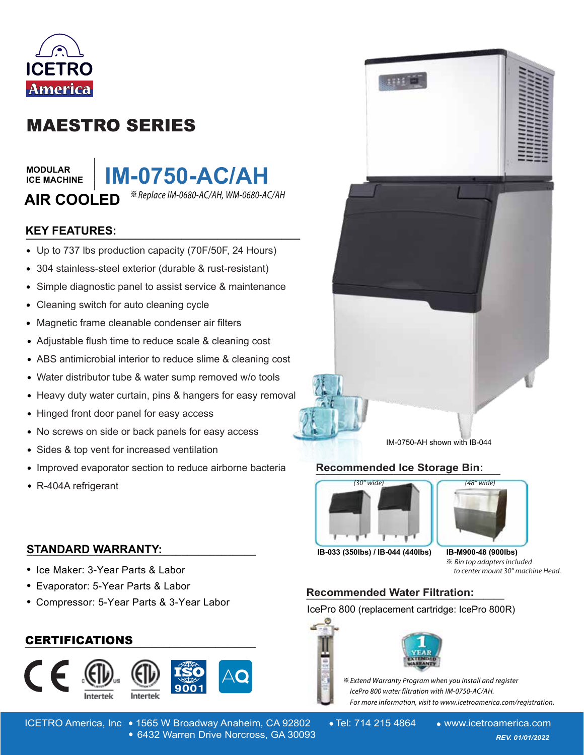ICETRO America

# MAESTRO SERIES

**MODULAR ICE MACHINE**

## IM-0750-AC/AH

**AIR COOLED**

*※Replace IM-0680-AC/AH, WM-0680-AC/AH*

### KEY FEATURES:

- Up to 737 lbs production capacity (70F/50F, 24 Hours)
- 304 stainless-steel exterior (durable & rust-resistant)
- Simple diagnostic panel to assist service & maintenance
- Cleaning switch for auto cleaning cycle
- Magnetic frame cleanable condenser air filters
- Adjustable flush time to reduce scale & cleaning cost
- ABS antimicrobial interior to reduce slime & cleaning cost
- Water distributor tube & water sump removed w/o tools
- Heavy duty water curtain, pins & hangers for easy removal
- Hinged front door panel for easy access
- No screws on side or back panels for easy access
- Sides & top vent for increased ventilation
- Improved evaporator section to reduce airborne bacteria
- R-404A refrigerant

IM-0750-AH shown with IB-044

### Recommended Ice Storage Bin:

*(30" wide)* **IB-033 (350lbs) / IB-044 (440lbs)**

*(48" wide)* **IB-M900-48 (900lbs)**

*※ Bin top adapters included to center mount 30" machine Head.*

### STANDARD WARRANTY:

- Ice Maker: 3-Year Parts & Labor
- Evaporator: 5-Year Parts & Labor
- Compressor: 5-Year Parts & 3-Year Labor

### Recommended Water Filtration:

IcePro 800 (replacement cartridge: IcePro 800R)

1 YEAR EXTENDED WARRANTY

*※Extend Warranty Program when you install and register IcePro 800 water filtration with IM-0750-AC/AH. For more information, visit to www.icetroamerica.com/registration.*

### CERTIFICATIONS

CE, ETL (Intertek), ETL Sanitation (Intertek), ISO 9001, AQ

ICETRO America, Inc • 1565 W Broadway Anaheim, CA 92802 • 6432 Warren Drive Norcross, GA 30093 • Tel: 714 215 4864 • www.icetroamerica.com

*REV. 01/01/2022*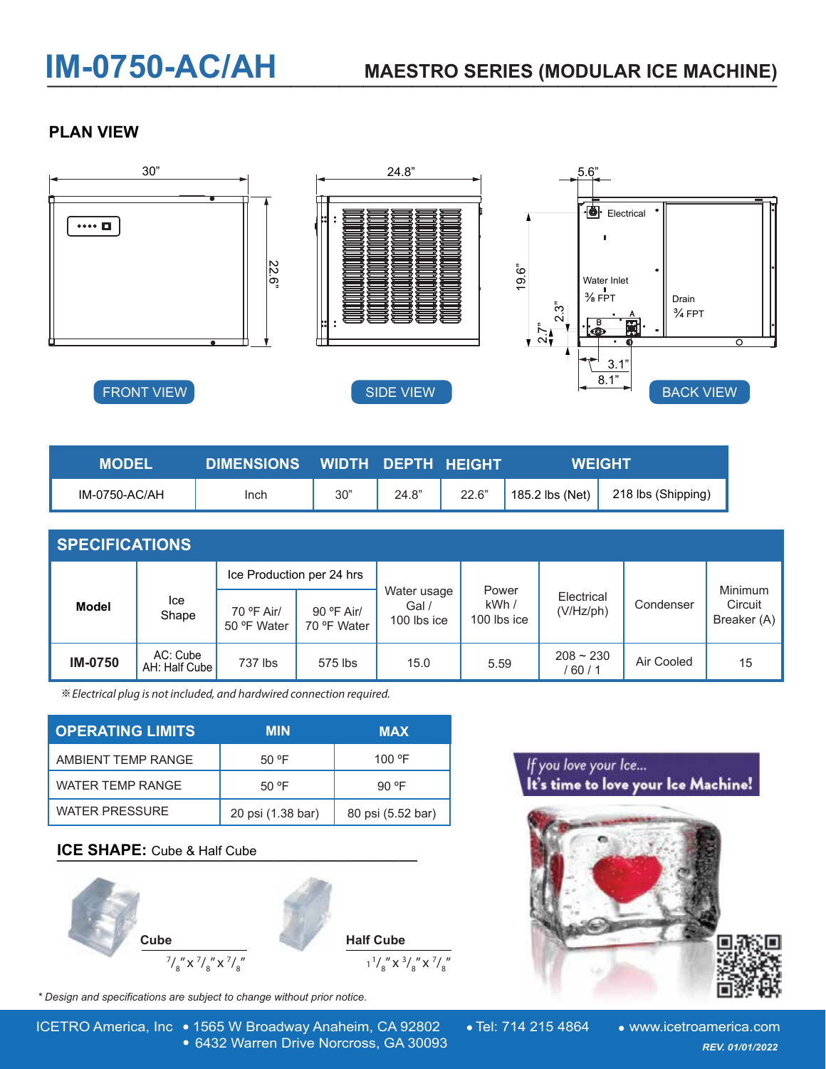# IM-0750-AC/AH

## MAESTRO SERIES (MODULAR ICE MACHINE)

### PLAN VIEW

30"
22.6"
24.8"
5.6"
Electrical
Water Inlet
3/8 FPT
Drain
3/4 FPT
19.6"
2.3"
2.7"
A
B
3.1"
8.1"

FRONT VIEW

SIDE VIEW

BACK VIEW

| MODEL | DIMENSIONS | WIDTH | DEPTH | HEIGHT | WEIGHT | |
|---|---|---|---|---|---|---|
| IM-0750-AC/AH | Inch | 30" | 24.8" | 22.6" | 185.2 lbs (Net) | 218 lbs (Shipping) |

### SPECIFICATIONS

| Model | Ice Shape | Ice Production per 24 hrs | | Water usage Gal / 100 lbs ice | Power kWh / 100 lbs ice | Electrical (V/Hz/ph) | Condenser | Minimum Circuit Breaker (A) |
|---|---|---|---|---|---|---|---|---|
| | | 70 °F Air/ 50 °F Water | 90 °F Air/ 70 °F Water | | | | | |
| **IM-0750** | AC: Cube AH: Half Cube | 737 lbs | 575 lbs | 15.0 | 5.59 | 208 ~ 230 / 60 / 1 | Air Cooled | 15 |

※ *Electrical plug is not included, and hardwired connection required.*

| OPERATING LIMITS | MIN | MAX |
|---|---|---|
| AMBIENT TEMP RANGE | 50 °F | 100 °F |
| WATER TEMP RANGE | 50 °F | 90 °F |
| WATER PRESSURE | 20 psi (1.38 bar) | 80 psi (5.52 bar) |

### ICE SHAPE: Cube & Half Cube

**Cube**
7/8" x 7/8" x 7/8"

**Half Cube**
1 1/8" x 3/8" x 7/8"

*If you love your Ice...*
***It's time to love your Ice Machine!***

*\* Design and specifications are subject to change without prior notice.*

ICETRO America, Inc • 1565 W Broadway Anaheim, CA 92802 • 6432 Warren Drive Norcross, GA 30093 • Tel: 714 215 4864 • www.icetroamerica.com

*REV. 01/01/2022*